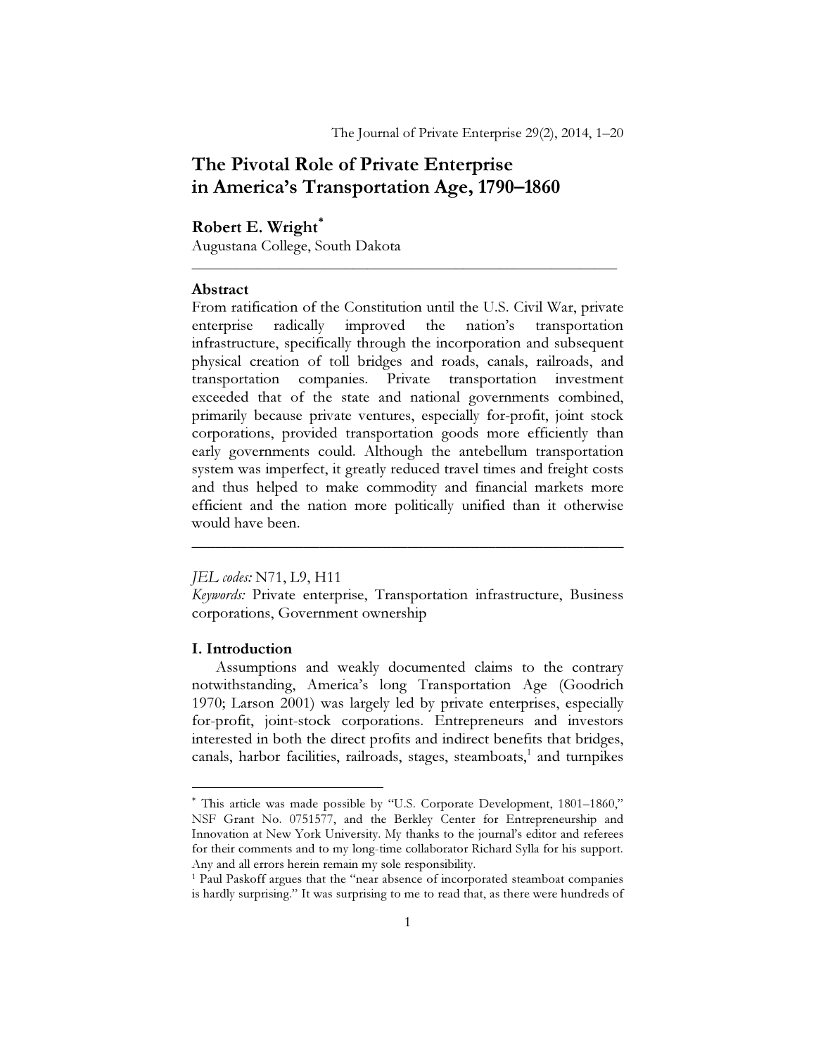# The Pivotal Role of Private Enterprise in America's Transportation Age, 1790–1860

**Robert E. Wright**[*]

Augustana College, South Dakota

---

**Abstract**

From ratification of the Constitution until the U.S. Civil War, private enterprise radically improved the nation's transportation infrastructure, specifically through the incorporation and subsequent physical creation of toll bridges and roads, canals, railroads, and transportation companies. Private transportation investment exceeded that of the state and national governments combined, primarily because private ventures, especially for-profit, joint stock corporations, provided transportation goods more efficiently than early governments could. Although the antebellum transportation system was imperfect, it greatly reduced travel times and freight costs and thus helped to make commodity and financial markets more efficient and the nation more politically unified than it otherwise would have been.

---

*JEL codes:* N71, L9, H11

*Keywords:* Private enterprise, Transportation infrastructure, Business corporations, Government ownership

## I. Introduction

Assumptions and weakly documented claims to the contrary notwithstanding, America's long Transportation Age (Goodrich 1970; Larson 2001) was largely led by private enterprises, especially for-profit, joint-stock corporations. Entrepreneurs and investors interested in both the direct profits and indirect benefits that bridges, canals, harbor facilities, railroads, stages, steamboats,[1] and turnpikes

---

[*] This article was made possible by "U.S. Corporate Development, 1801–1860," NSF Grant No. 0751577, and the Berkley Center for Entrepreneurship and Innovation at New York University. My thanks to the journal's editor and referees for their comments and to my long-time collaborator Richard Sylla for his support. Any and all errors herein remain my sole responsibility.

[1] Paul Paskoff argues that the "near absence of incorporated steamboat companies is hardly surprising." It was surprising to me to read that, as there were hundreds of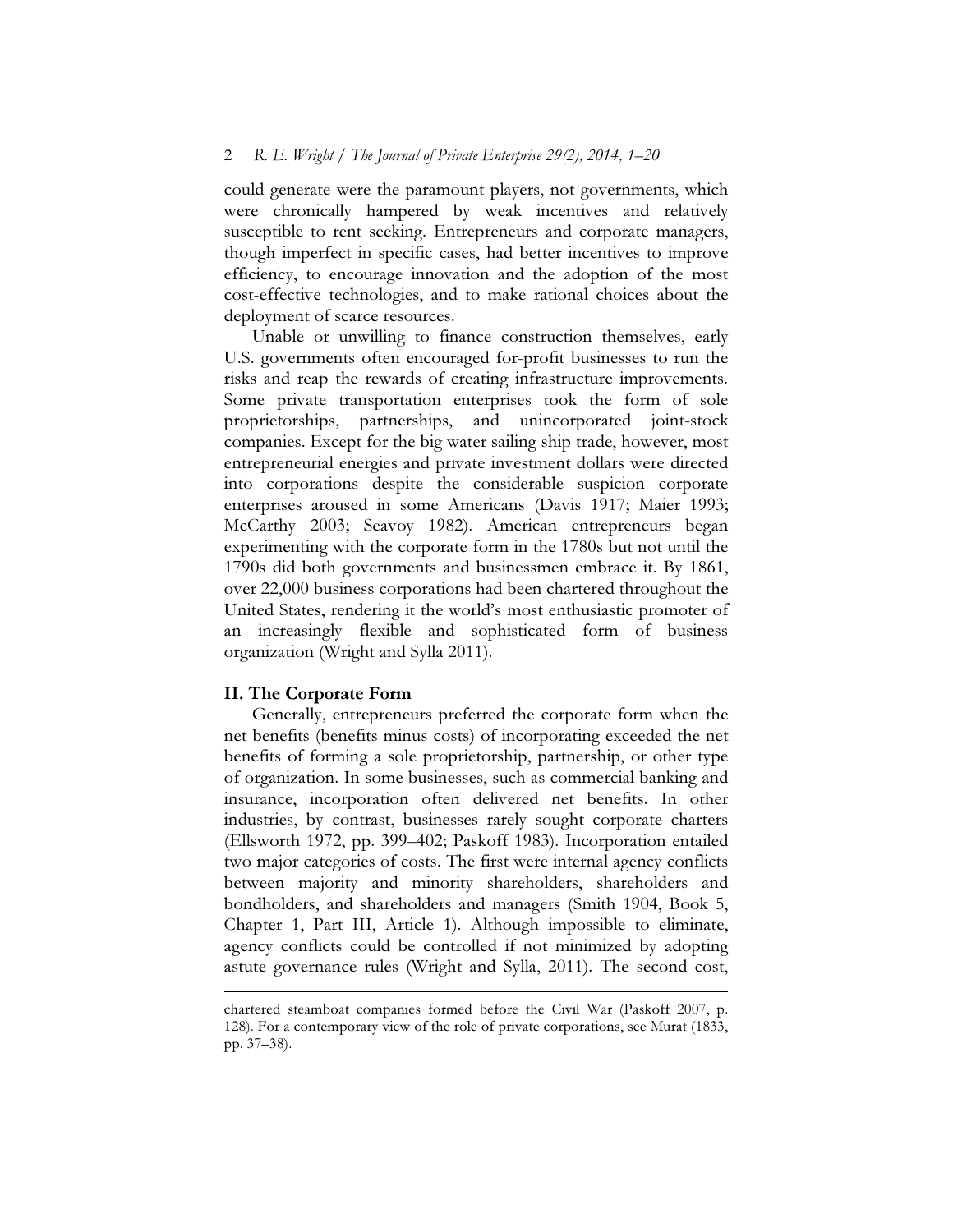could generate were the paramount players, not governments, which were chronically hampered by weak incentives and relatively susceptible to rent seeking. Entrepreneurs and corporate managers, though imperfect in specific cases, had better incentives to improve efficiency, to encourage innovation and the adoption of the most cost-effective technologies, and to make rational choices about the deployment of scarce resources.

Unable or unwilling to finance construction themselves, early U.S. governments often encouraged for-profit businesses to run the risks and reap the rewards of creating infrastructure improvements. Some private transportation enterprises took the form of sole proprietorships, partnerships, and unincorporated joint-stock companies. Except for the big water sailing ship trade, however, most entrepreneurial energies and private investment dollars were directed into corporations despite the considerable suspicion corporate enterprises aroused in some Americans (Davis 1917; Maier 1993; McCarthy 2003; Seavoy 1982). American entrepreneurs began experimenting with the corporate form in the 1780s but not until the 1790s did both governments and businessmen embrace it. By 1861, over 22,000 business corporations had been chartered throughout the United States, rendering it the world's most enthusiastic promoter of an increasingly flexible and sophisticated form of business organization (Wright and Sylla 2011).

## II. The Corporate Form

Generally, entrepreneurs preferred the corporate form when the net benefits (benefits minus costs) of incorporating exceeded the net benefits of forming a sole proprietorship, partnership, or other type of organization. In some businesses, such as commercial banking and insurance, incorporation often delivered net benefits. In other industries, by contrast, businesses rarely sought corporate charters (Ellsworth 1972, pp. 399–402; Paskoff 1983). Incorporation entailed two major categories of costs. The first were internal agency conflicts between majority and minority shareholders, shareholders and bondholders, and shareholders and managers (Smith 1904, Book 5, Chapter 1, Part III, Article 1). Although impossible to eliminate, agency conflicts could be controlled if not minimized by adopting astute governance rules (Wright and Sylla, 2011). The second cost,

chartered steamboat companies formed before the Civil War (Paskoff 2007, p. 128). For a contemporary view of the role of private corporations, see Murat (1833, pp. 37–38).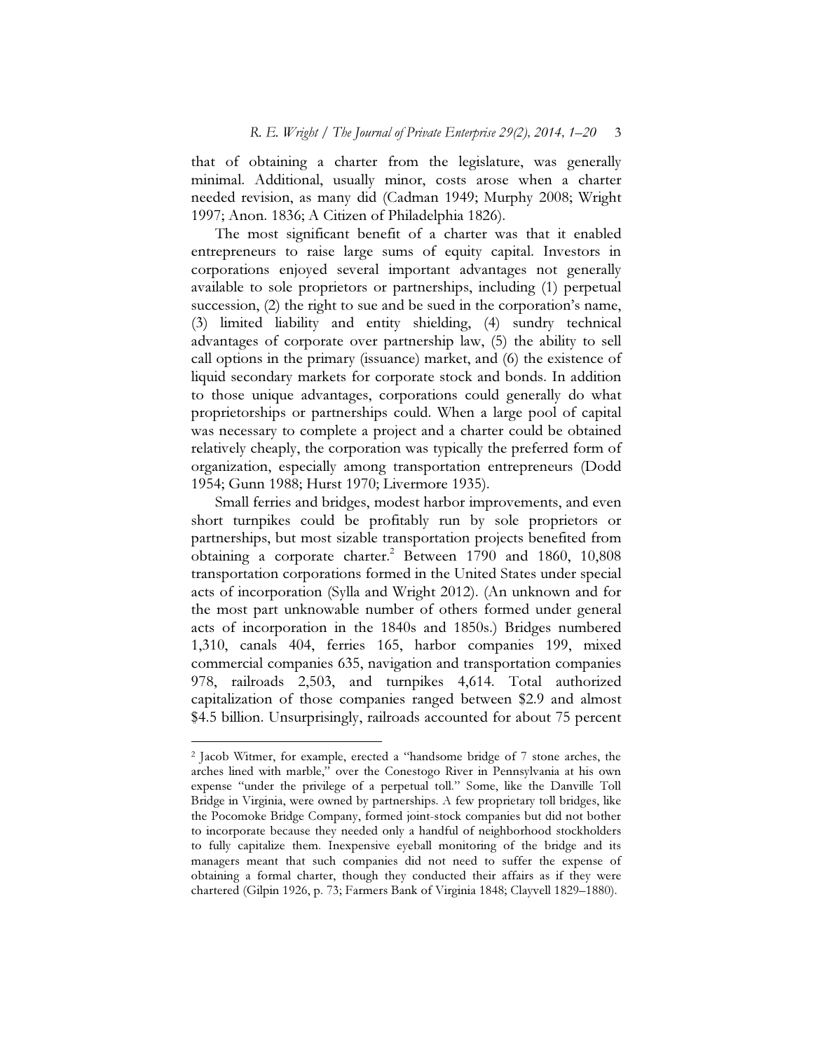that of obtaining a charter from the legislature, was generally minimal. Additional, usually minor, costs arose when a charter needed revision, as many did (Cadman 1949; Murphy 2008; Wright 1997; Anon. 1836; A Citizen of Philadelphia 1826).

The most significant benefit of a charter was that it enabled entrepreneurs to raise large sums of equity capital. Investors in corporations enjoyed several important advantages not generally available to sole proprietors or partnerships, including (1) perpetual succession, (2) the right to sue and be sued in the corporation's name, (3) limited liability and entity shielding, (4) sundry technical advantages of corporate over partnership law, (5) the ability to sell call options in the primary (issuance) market, and (6) the existence of liquid secondary markets for corporate stock and bonds. In addition to those unique advantages, corporations could generally do what proprietorships or partnerships could. When a large pool of capital was necessary to complete a project and a charter could be obtained relatively cheaply, the corporation was typically the preferred form of organization, especially among transportation entrepreneurs (Dodd 1954; Gunn 1988; Hurst 1970; Livermore 1935).

Small ferries and bridges, modest harbor improvements, and even short turnpikes could be profitably run by sole proprietors or partnerships, but most sizable transportation projects benefited from obtaining a corporate charter.[2] Between 1790 and 1860, 10,808 transportation corporations formed in the United States under special acts of incorporation (Sylla and Wright 2012). (An unknown and for the most part unknowable number of others formed under general acts of incorporation in the 1840s and 1850s.) Bridges numbered 1,310, canals 404, ferries 165, harbor companies 199, mixed commercial companies 635, navigation and transportation companies 978, railroads 2,503, and turnpikes 4,614. Total authorized capitalization of those companies ranged between $2.9 and almost $4.5 billion. Unsurprisingly, railroads accounted for about 75 percent

---

[2] Jacob Witmer, for example, erected a "handsome bridge of 7 stone arches, the arches lined with marble," over the Conestogo River in Pennsylvania at his own expense "under the privilege of a perpetual toll." Some, like the Danville Toll Bridge in Virginia, were owned by partnerships. A few proprietary toll bridges, like the Pocomoke Bridge Company, formed joint-stock companies but did not bother to incorporate because they needed only a handful of neighborhood stockholders to fully capitalize them. Inexpensive eyeball monitoring of the bridge and its managers meant that such companies did not need to suffer the expense of obtaining a formal charter, though they conducted their affairs as if they were chartered (Gilpin 1926, p. 73; Farmers Bank of Virginia 1848; Clayvell 1829–1880).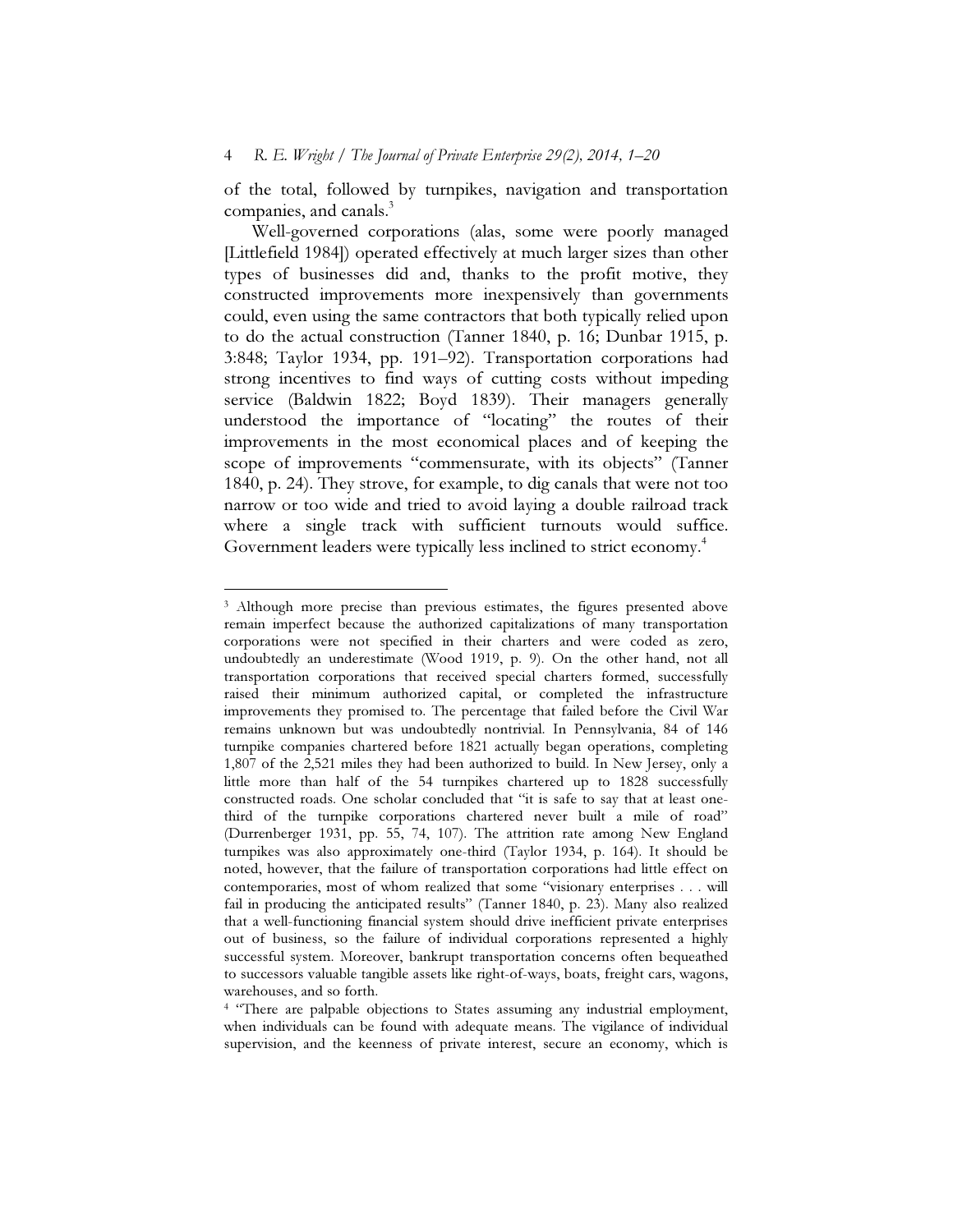of the total, followed by turnpikes, navigation and transportation companies, and canals.[3]

Well-governed corporations (alas, some were poorly managed [Littlefield 1984]) operated effectively at much larger sizes than other types of businesses did and, thanks to the profit motive, they constructed improvements more inexpensively than governments could, even using the same contractors that both typically relied upon to do the actual construction (Tanner 1840, p. 16; Dunbar 1915, p. 3:848; Taylor 1934, pp. 191–92). Transportation corporations had strong incentives to find ways of cutting costs without impeding service (Baldwin 1822; Boyd 1839). Their managers generally understood the importance of "locating" the routes of their improvements in the most economical places and of keeping the scope of improvements "commensurate, with its objects" (Tanner 1840, p. 24). They strove, for example, to dig canals that were not too narrow or too wide and tried to avoid laying a double railroad track where a single track with sufficient turnouts would suffice. Government leaders were typically less inclined to strict economy.[4]

---

[3] Although more precise than previous estimates, the figures presented above remain imperfect because the authorized capitalizations of many transportation corporations were not specified in their charters and were coded as zero, undoubtedly an underestimate (Wood 1919, p. 9). On the other hand, not all transportation corporations that received special charters formed, successfully raised their minimum authorized capital, or completed the infrastructure improvements they promised to. The percentage that failed before the Civil War remains unknown but was undoubtedly nontrivial. In Pennsylvania, 84 of 146 turnpike companies chartered before 1821 actually began operations, completing 1,807 of the 2,521 miles they had been authorized to build. In New Jersey, only a little more than half of the 54 turnpikes chartered up to 1828 successfully constructed roads. One scholar concluded that "it is safe to say that at least one-third of the turnpike corporations chartered never built a mile of road" (Durrenberger 1931, pp. 55, 74, 107). The attrition rate among New England turnpikes was also approximately one-third (Taylor 1934, p. 164). It should be noted, however, that the failure of transportation corporations had little effect on contemporaries, most of whom realized that some "visionary enterprises . . . will fail in producing the anticipated results" (Tanner 1840, p. 23). Many also realized that a well-functioning financial system should drive inefficient private enterprises out of business, so the failure of individual corporations represented a highly successful system. Moreover, bankrupt transportation concerns often bequeathed to successors valuable tangible assets like right-of-ways, boats, freight cars, wagons, warehouses, and so forth.

[4] "There are palpable objections to States assuming any industrial employment, when individuals can be found with adequate means. The vigilance of individual supervision, and the keenness of private interest, secure an economy, which is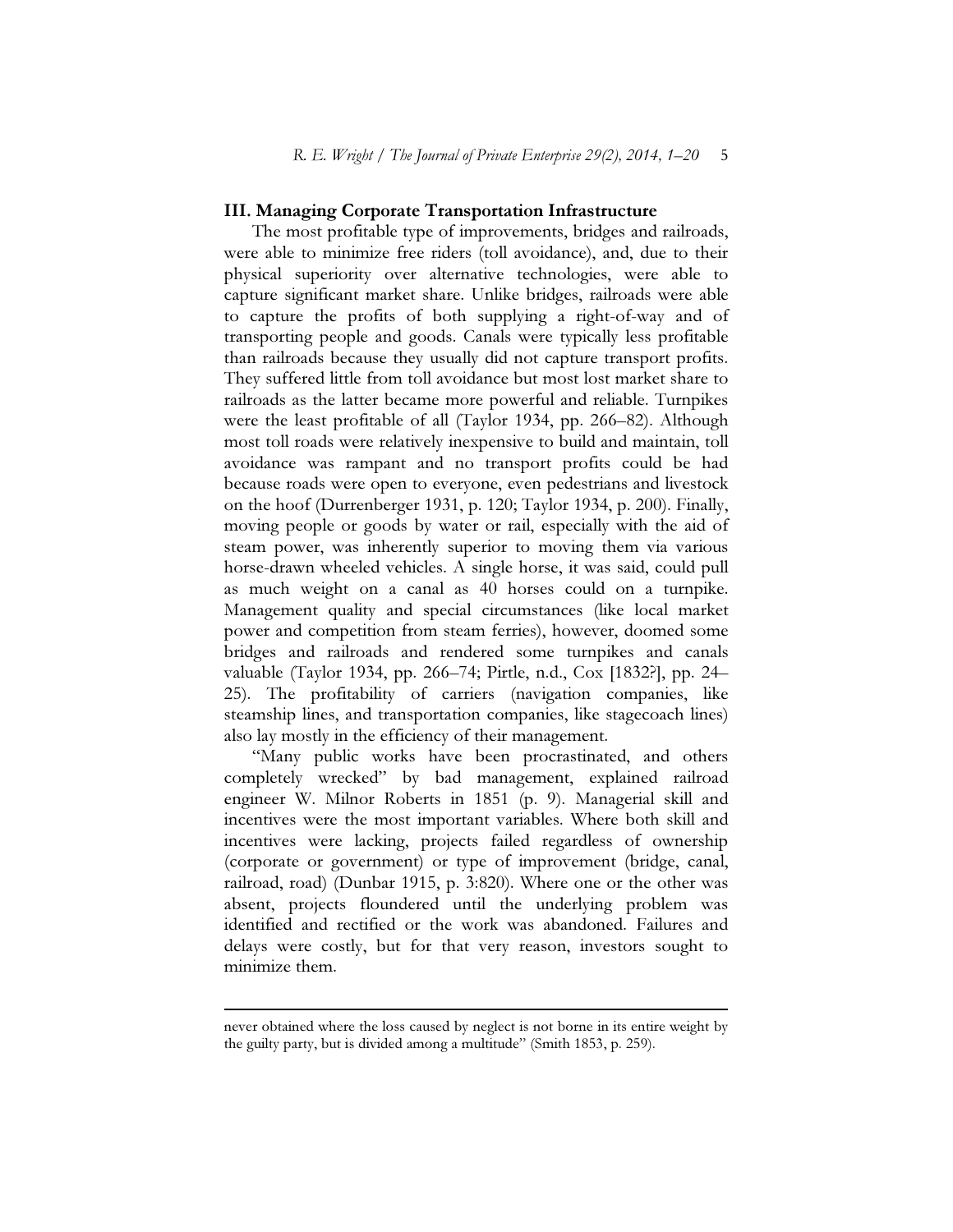### III. Managing Corporate Transportation Infrastructure

The most profitable type of improvements, bridges and railroads, were able to minimize free riders (toll avoidance), and, due to their physical superiority over alternative technologies, were able to capture significant market share. Unlike bridges, railroads were able to capture the profits of both supplying a right-of-way and of transporting people and goods. Canals were typically less profitable than railroads because they usually did not capture transport profits. They suffered little from toll avoidance but most lost market share to railroads as the latter became more powerful and reliable. Turnpikes were the least profitable of all (Taylor 1934, pp. 266–82). Although most toll roads were relatively inexpensive to build and maintain, toll avoidance was rampant and no transport profits could be had because roads were open to everyone, even pedestrians and livestock on the hoof (Durrenberger 1931, p. 120; Taylor 1934, p. 200). Finally, moving people or goods by water or rail, especially with the aid of steam power, was inherently superior to moving them via various horse-drawn wheeled vehicles. A single horse, it was said, could pull as much weight on a canal as 40 horses could on a turnpike. Management quality and special circumstances (like local market power and competition from steam ferries), however, doomed some bridges and railroads and rendered some turnpikes and canals valuable (Taylor 1934, pp. 266–74; Pirtle, n.d., Cox [1832?], pp. 24–25). The profitability of carriers (navigation companies, like steamship lines, and transportation companies, like stagecoach lines) also lay mostly in the efficiency of their management.

"Many public works have been procrastinated, and others completely wrecked" by bad management, explained railroad engineer W. Milnor Roberts in 1851 (p. 9). Managerial skill and incentives were the most important variables. Where both skill and incentives were lacking, projects failed regardless of ownership (corporate or government) or type of improvement (bridge, canal, railroad, road) (Dunbar 1915, p. 3:820). Where one or the other was absent, projects floundered until the underlying problem was identified and rectified or the work was abandoned. Failures and delays were costly, but for that very reason, investors sought to minimize them.

---

never obtained where the loss caused by neglect is not borne in its entire weight by the guilty party, but is divided among a multitude" (Smith 1853, p. 259).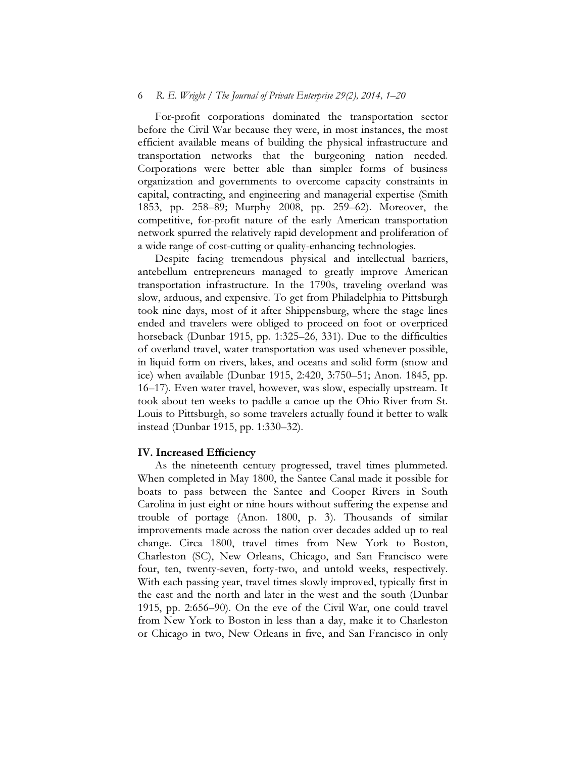For-profit corporations dominated the transportation sector before the Civil War because they were, in most instances, the most efficient available means of building the physical infrastructure and transportation networks that the burgeoning nation needed. Corporations were better able than simpler forms of business organization and governments to overcome capacity constraints in capital, contracting, and engineering and managerial expertise (Smith 1853, pp. 258–89; Murphy 2008, pp. 259–62). Moreover, the competitive, for-profit nature of the early American transportation network spurred the relatively rapid development and proliferation of a wide range of cost-cutting or quality-enhancing technologies.

Despite facing tremendous physical and intellectual barriers, antebellum entrepreneurs managed to greatly improve American transportation infrastructure. In the 1790s, traveling overland was slow, arduous, and expensive. To get from Philadelphia to Pittsburgh took nine days, most of it after Shippensburg, where the stage lines ended and travelers were obliged to proceed on foot or overpriced horseback (Dunbar 1915, pp. 1:325–26, 331). Due to the difficulties of overland travel, water transportation was used whenever possible, in liquid form on rivers, lakes, and oceans and solid form (snow and ice) when available (Dunbar 1915, 2:420, 3:750–51; Anon. 1845, pp. 16–17). Even water travel, however, was slow, especially upstream. It took about ten weeks to paddle a canoe up the Ohio River from St. Louis to Pittsburgh, so some travelers actually found it better to walk instead (Dunbar 1915, pp. 1:330–32).

## IV. Increased Efficiency

As the nineteenth century progressed, travel times plummeted. When completed in May 1800, the Santee Canal made it possible for boats to pass between the Santee and Cooper Rivers in South Carolina in just eight or nine hours without suffering the expense and trouble of portage (Anon. 1800, p. 3). Thousands of similar improvements made across the nation over decades added up to real change. Circa 1800, travel times from New York to Boston, Charleston (SC), New Orleans, Chicago, and San Francisco were four, ten, twenty-seven, forty-two, and untold weeks, respectively. With each passing year, travel times slowly improved, typically first in the east and the north and later in the west and the south (Dunbar 1915, pp. 2:656–90). On the eve of the Civil War, one could travel from New York to Boston in less than a day, make it to Charleston or Chicago in two, New Orleans in five, and San Francisco in only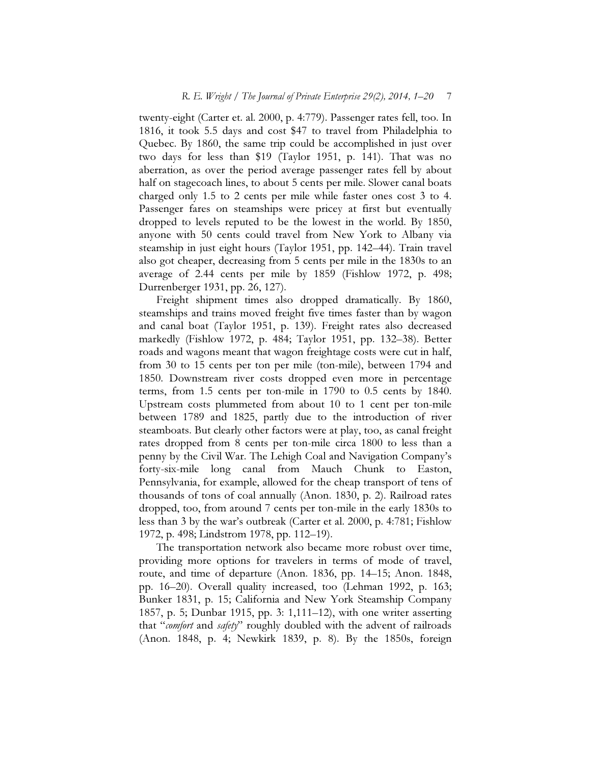twenty-eight (Carter et. al. 2000, p. 4:779). Passenger rates fell, too. In 1816, it took 5.5 days and cost $47 to travel from Philadelphia to Quebec. By 1860, the same trip could be accomplished in just over two days for less than $19 (Taylor 1951, p. 141). That was no aberration, as over the period average passenger rates fell by about half on stagecoach lines, to about 5 cents per mile. Slower canal boats charged only 1.5 to 2 cents per mile while faster ones cost 3 to 4. Passenger fares on steamships were pricey at first but eventually dropped to levels reputed to be the lowest in the world. By 1850, anyone with 50 cents could travel from New York to Albany via steamship in just eight hours (Taylor 1951, pp. 142–44). Train travel also got cheaper, decreasing from 5 cents per mile in the 1830s to an average of 2.44 cents per mile by 1859 (Fishlow 1972, p. 498; Durrenberger 1931, pp. 26, 127).

Freight shipment times also dropped dramatically. By 1860, steamships and trains moved freight five times faster than by wagon and canal boat (Taylor 1951, p. 139). Freight rates also decreased markedly (Fishlow 1972, p. 484; Taylor 1951, pp. 132–38). Better roads and wagons meant that wagon freightage costs were cut in half, from 30 to 15 cents per ton per mile (ton-mile), between 1794 and 1850. Downstream river costs dropped even more in percentage terms, from 1.5 cents per ton-mile in 1790 to 0.5 cents by 1840. Upstream costs plummeted from about 10 to 1 cent per ton-mile between 1789 and 1825, partly due to the introduction of river steamboats. But clearly other factors were at play, too, as canal freight rates dropped from 8 cents per ton-mile circa 1800 to less than a penny by the Civil War. The Lehigh Coal and Navigation Company's forty-six-mile long canal from Mauch Chunk to Easton, Pennsylvania, for example, allowed for the cheap transport of tens of thousands of tons of coal annually (Anon. 1830, p. 2). Railroad rates dropped, too, from around 7 cents per ton-mile in the early 1830s to less than 3 by the war's outbreak (Carter et al. 2000, p. 4:781; Fishlow 1972, p. 498; Lindstrom 1978, pp. 112–19).

The transportation network also became more robust over time, providing more options for travelers in terms of mode of travel, route, and time of departure (Anon. 1836, pp. 14–15; Anon. 1848, pp. 16–20). Overall quality increased, too (Lehman 1992, p. 163; Bunker 1831, p. 15; California and New York Steamship Company 1857, p. 5; Dunbar 1915, pp. 3: 1,111–12), with one writer asserting that "*comfort* and *safety*" roughly doubled with the advent of railroads (Anon. 1848, p. 4; Newkirk 1839, p. 8). By the 1850s, foreign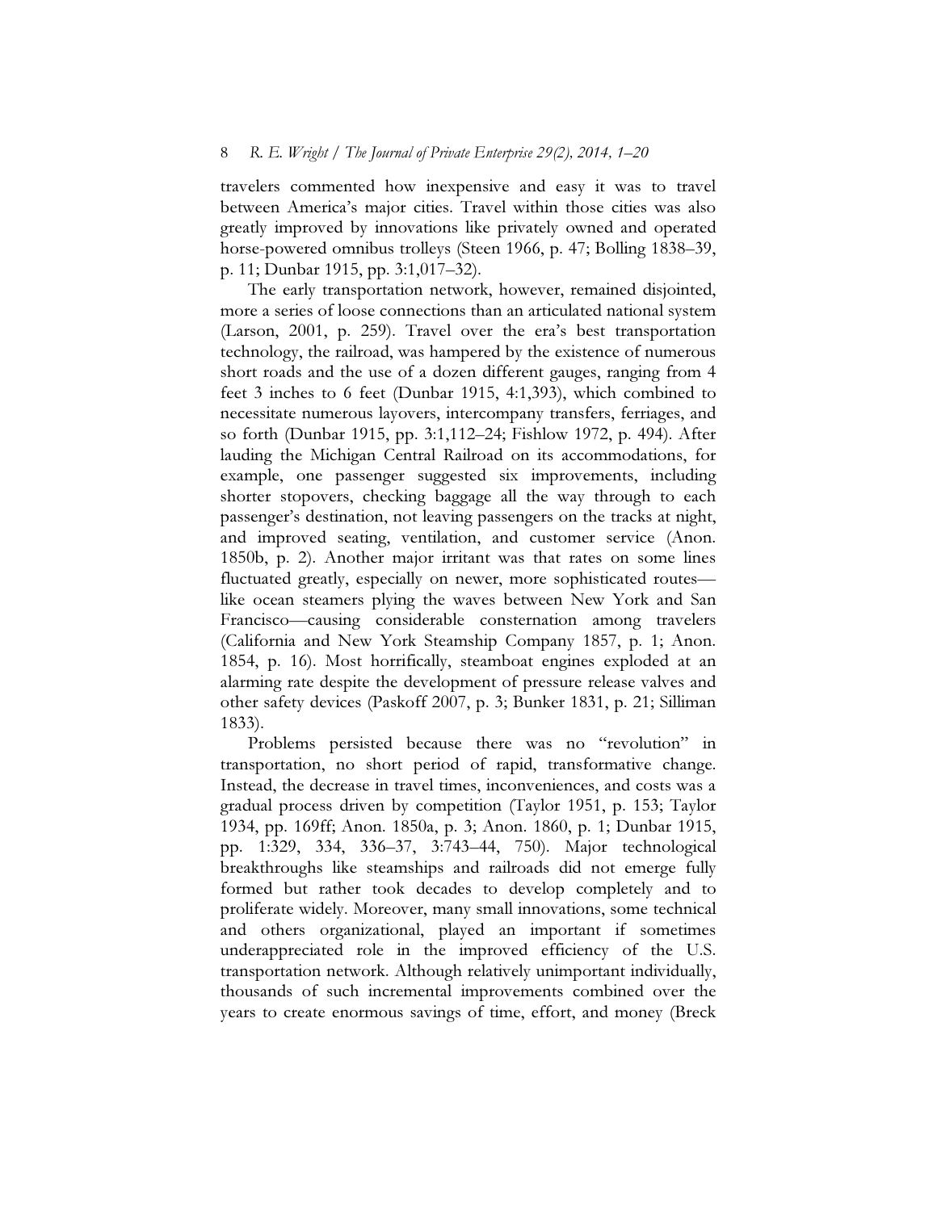travelers commented how inexpensive and easy it was to travel between America's major cities. Travel within those cities was also greatly improved by innovations like privately owned and operated horse-powered omnibus trolleys (Steen 1966, p. 47; Bolling 1838–39, p. 11; Dunbar 1915, pp. 3:1,017–32).

The early transportation network, however, remained disjointed, more a series of loose connections than an articulated national system (Larson, 2001, p. 259). Travel over the era's best transportation technology, the railroad, was hampered by the existence of numerous short roads and the use of a dozen different gauges, ranging from 4 feet 3 inches to 6 feet (Dunbar 1915, 4:1,393), which combined to necessitate numerous layovers, intercompany transfers, ferriages, and so forth (Dunbar 1915, pp. 3:1,112–24; Fishlow 1972, p. 494). After lauding the Michigan Central Railroad on its accommodations, for example, one passenger suggested six improvements, including shorter stopovers, checking baggage all the way through to each passenger's destination, not leaving passengers on the tracks at night, and improved seating, ventilation, and customer service (Anon. 1850b, p. 2). Another major irritant was that rates on some lines fluctuated greatly, especially on newer, more sophisticated routes—like ocean steamers plying the waves between New York and San Francisco—causing considerable consternation among travelers (California and New York Steamship Company 1857, p. 1; Anon. 1854, p. 16). Most horrifically, steamboat engines exploded at an alarming rate despite the development of pressure release valves and other safety devices (Paskoff 2007, p. 3; Bunker 1831, p. 21; Silliman 1833).

Problems persisted because there was no "revolution" in transportation, no short period of rapid, transformative change. Instead, the decrease in travel times, inconveniences, and costs was a gradual process driven by competition (Taylor 1951, p. 153; Taylor 1934, pp. 169ff; Anon. 1850a, p. 3; Anon. 1860, p. 1; Dunbar 1915, pp. 1:329, 334, 336–37, 3:743–44, 750). Major technological breakthroughs like steamships and railroads did not emerge fully formed but rather took decades to develop completely and to proliferate widely. Moreover, many small innovations, some technical and others organizational, played an important if sometimes underappreciated role in the improved efficiency of the U.S. transportation network. Although relatively unimportant individually, thousands of such incremental improvements combined over the years to create enormous savings of time, effort, and money (Breck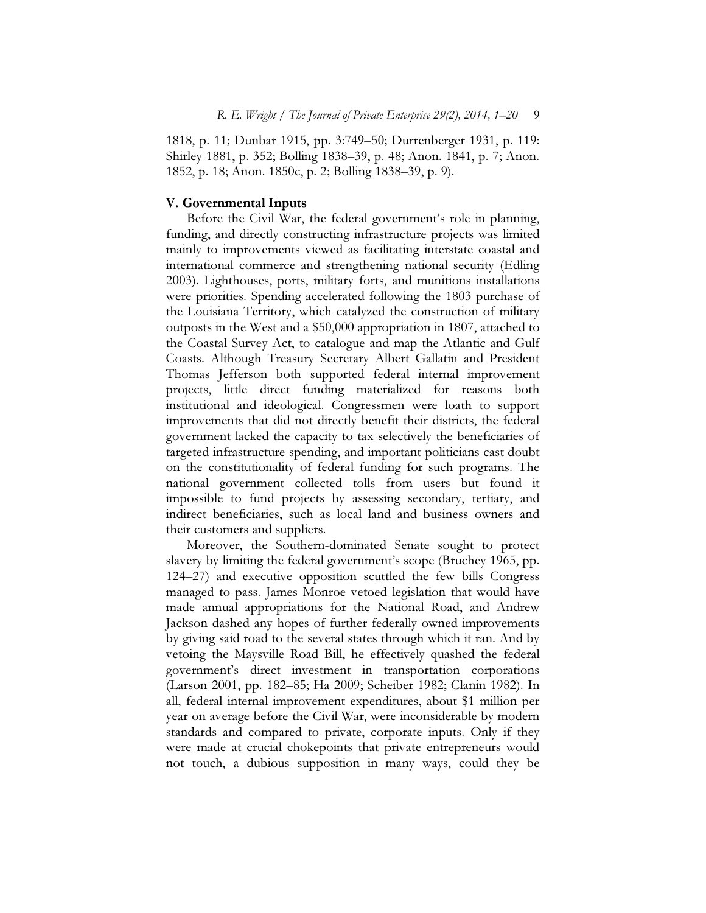1818, p. 11; Dunbar 1915, pp. 3:749–50; Durrenberger 1931, p. 119: Shirley 1881, p. 352; Bolling 1838–39, p. 48; Anon. 1841, p. 7; Anon. 1852, p. 18; Anon. 1850c, p. 2; Bolling 1838–39, p. 9).

## V. Governmental Inputs

Before the Civil War, the federal government's role in planning, funding, and directly constructing infrastructure projects was limited mainly to improvements viewed as facilitating interstate coastal and international commerce and strengthening national security (Edling 2003). Lighthouses, ports, military forts, and munitions installations were priorities. Spending accelerated following the 1803 purchase of the Louisiana Territory, which catalyzed the construction of military outposts in the West and a $50,000 appropriation in 1807, attached to the Coastal Survey Act, to catalogue and map the Atlantic and Gulf Coasts. Although Treasury Secretary Albert Gallatin and President Thomas Jefferson both supported federal internal improvement projects, little direct funding materialized for reasons both institutional and ideological. Congressmen were loath to support improvements that did not directly benefit their districts, the federal government lacked the capacity to tax selectively the beneficiaries of targeted infrastructure spending, and important politicians cast doubt on the constitutionality of federal funding for such programs. The national government collected tolls from users but found it impossible to fund projects by assessing secondary, tertiary, and indirect beneficiaries, such as local land and business owners and their customers and suppliers.

Moreover, the Southern-dominated Senate sought to protect slavery by limiting the federal government's scope (Bruchey 1965, pp. 124–27) and executive opposition scuttled the few bills Congress managed to pass. James Monroe vetoed legislation that would have made annual appropriations for the National Road, and Andrew Jackson dashed any hopes of further federally owned improvements by giving said road to the several states through which it ran. And by vetoing the Maysville Road Bill, he effectively quashed the federal government's direct investment in transportation corporations (Larson 2001, pp. 182–85; Ha 2009; Scheiber 1982; Clanin 1982). In all, federal internal improvement expenditures, about $1 million per year on average before the Civil War, were inconsiderable by modern standards and compared to private, corporate inputs. Only if they were made at crucial chokepoints that private entrepreneurs would not touch, a dubious supposition in many ways, could they be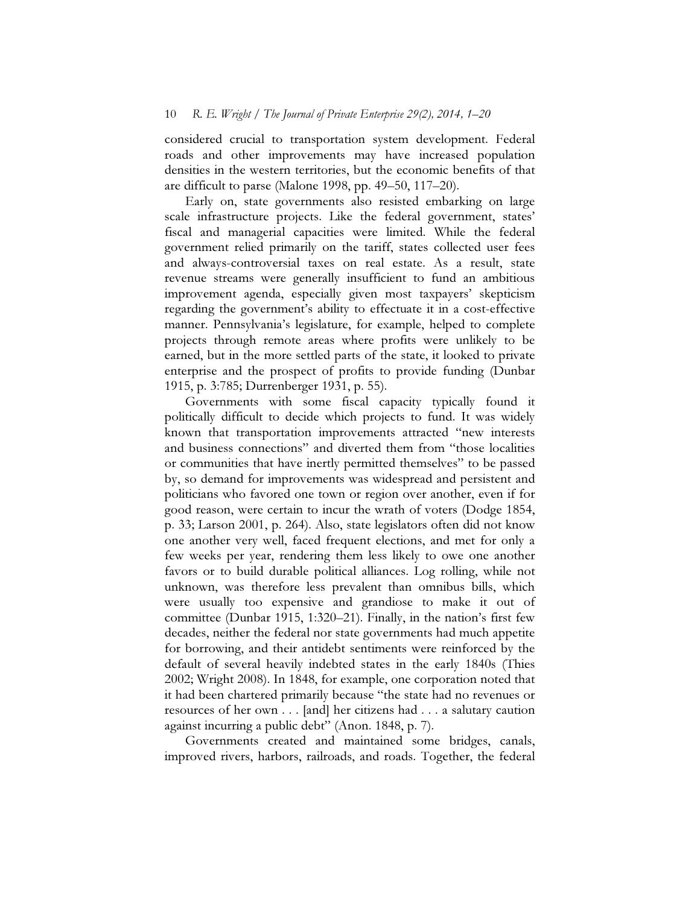considered crucial to transportation system development. Federal roads and other improvements may have increased population densities in the western territories, but the economic benefits of that are difficult to parse (Malone 1998, pp. 49–50, 117–20).

Early on, state governments also resisted embarking on large scale infrastructure projects. Like the federal government, states' fiscal and managerial capacities were limited. While the federal government relied primarily on the tariff, states collected user fees and always-controversial taxes on real estate. As a result, state revenue streams were generally insufficient to fund an ambitious improvement agenda, especially given most taxpayers' skepticism regarding the government's ability to effectuate it in a cost-effective manner. Pennsylvania's legislature, for example, helped to complete projects through remote areas where profits were unlikely to be earned, but in the more settled parts of the state, it looked to private enterprise and the prospect of profits to provide funding (Dunbar 1915, p. 3:785; Durrenberger 1931, p. 55).

Governments with some fiscal capacity typically found it politically difficult to decide which projects to fund. It was widely known that transportation improvements attracted "new interests and business connections" and diverted them from "those localities or communities that have inertly permitted themselves" to be passed by, so demand for improvements was widespread and persistent and politicians who favored one town or region over another, even if for good reason, were certain to incur the wrath of voters (Dodge 1854, p. 33; Larson 2001, p. 264). Also, state legislators often did not know one another very well, faced frequent elections, and met for only a few weeks per year, rendering them less likely to owe one another favors or to build durable political alliances. Log rolling, while not unknown, was therefore less prevalent than omnibus bills, which were usually too expensive and grandiose to make it out of committee (Dunbar 1915, 1:320–21). Finally, in the nation's first few decades, neither the federal nor state governments had much appetite for borrowing, and their antidebt sentiments were reinforced by the default of several heavily indebted states in the early 1840s (Thies 2002; Wright 2008). In 1848, for example, one corporation noted that it had been chartered primarily because "the state had no revenues or resources of her own . . . [and] her citizens had . . . a salutary caution against incurring a public debt" (Anon. 1848, p. 7).

Governments created and maintained some bridges, canals, improved rivers, harbors, railroads, and roads. Together, the federal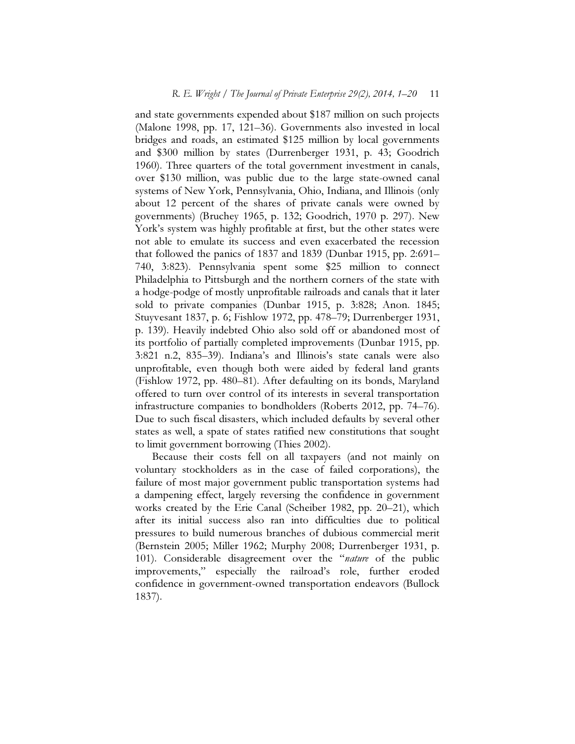and state governments expended about $187 million on such projects (Malone 1998, pp. 17, 121–36). Governments also invested in local bridges and roads, an estimated $125 million by local governments and $300 million by states (Durrenberger 1931, p. 43; Goodrich 1960). Three quarters of the total government investment in canals, over $130 million, was public due to the large state-owned canal systems of New York, Pennsylvania, Ohio, Indiana, and Illinois (only about 12 percent of the shares of private canals were owned by governments) (Bruchey 1965, p. 132; Goodrich, 1970 p. 297). New York's system was highly profitable at first, but the other states were not able to emulate its success and even exacerbated the recession that followed the panics of 1837 and 1839 (Dunbar 1915, pp. 2:691–740, 3:823). Pennsylvania spent some $25 million to connect Philadelphia to Pittsburgh and the northern corners of the state with a hodge-podge of mostly unprofitable railroads and canals that it later sold to private companies (Dunbar 1915, p. 3:828; Anon. 1845; Stuyvesant 1837, p. 6; Fishlow 1972, pp. 478–79; Durrenberger 1931, p. 139). Heavily indebted Ohio also sold off or abandoned most of its portfolio of partially completed improvements (Dunbar 1915, pp. 3:821 n.2, 835–39). Indiana's and Illinois's state canals were also unprofitable, even though both were aided by federal land grants (Fishlow 1972, pp. 480–81). After defaulting on its bonds, Maryland offered to turn over control of its interests in several transportation infrastructure companies to bondholders (Roberts 2012, pp. 74–76). Due to such fiscal disasters, which included defaults by several other states as well, a spate of states ratified new constitutions that sought to limit government borrowing (Thies 2002).

Because their costs fell on all taxpayers (and not mainly on voluntary stockholders as in the case of failed corporations), the failure of most major government public transportation systems had a dampening effect, largely reversing the confidence in government works created by the Erie Canal (Scheiber 1982, pp. 20–21), which after its initial success also ran into difficulties due to political pressures to build numerous branches of dubious commercial merit (Bernstein 2005; Miller 1962; Murphy 2008; Durrenberger 1931, p. 101). Considerable disagreement over the "*nature* of the public improvements," especially the railroad's role, further eroded confidence in government-owned transportation endeavors (Bullock 1837).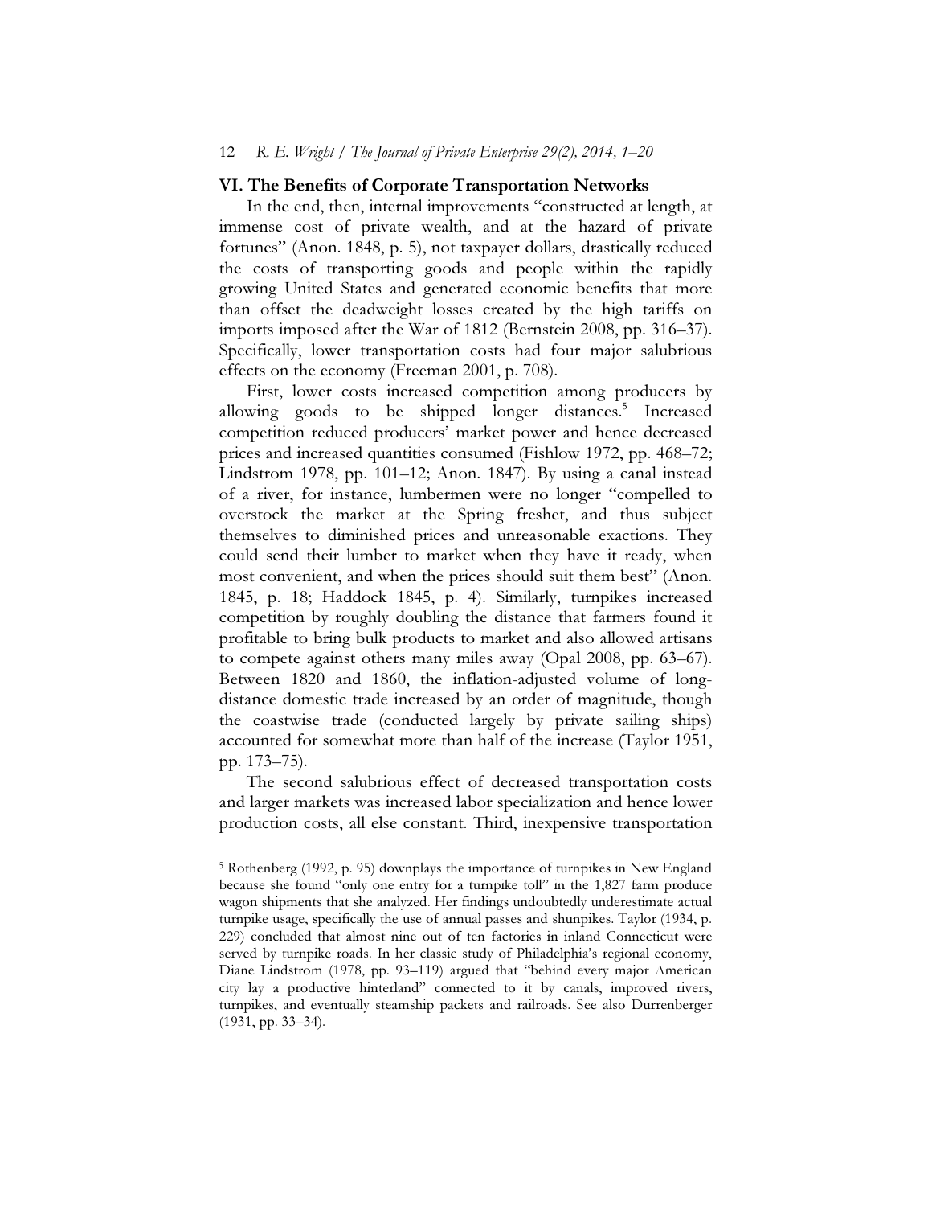## VI. The Benefits of Corporate Transportation Networks

In the end, then, internal improvements "constructed at length, at immense cost of private wealth, and at the hazard of private fortunes" (Anon. 1848, p. 5), not taxpayer dollars, drastically reduced the costs of transporting goods and people within the rapidly growing United States and generated economic benefits that more than offset the deadweight losses created by the high tariffs on imports imposed after the War of 1812 (Bernstein 2008, pp. 316–37). Specifically, lower transportation costs had four major salubrious effects on the economy (Freeman 2001, p. 708).

First, lower costs increased competition among producers by allowing goods to be shipped longer distances.[5] Increased competition reduced producers' market power and hence decreased prices and increased quantities consumed (Fishlow 1972, pp. 468–72; Lindstrom 1978, pp. 101–12; Anon. 1847). By using a canal instead of a river, for instance, lumbermen were no longer "compelled to overstock the market at the Spring freshet, and thus subject themselves to diminished prices and unreasonable exactions. They could send their lumber to market when they have it ready, when most convenient, and when the prices should suit them best" (Anon. 1845, p. 18; Haddock 1845, p. 4). Similarly, turnpikes increased competition by roughly doubling the distance that farmers found it profitable to bring bulk products to market and also allowed artisans to compete against others many miles away (Opal 2008, pp. 63–67). Between 1820 and 1860, the inflation-adjusted volume of long-distance domestic trade increased by an order of magnitude, though the coastwise trade (conducted largely by private sailing ships) accounted for somewhat more than half of the increase (Taylor 1951, pp. 173–75).

The second salubrious effect of decreased transportation costs and larger markets was increased labor specialization and hence lower production costs, all else constant. Third, inexpensive transportation

---

[5] Rothenberg (1992, p. 95) downplays the importance of turnpikes in New England because she found "only one entry for a turnpike toll" in the 1,827 farm produce wagon shipments that she analyzed. Her findings undoubtedly underestimate actual turnpike usage, specifically the use of annual passes and shunpikes. Taylor (1934, p. 229) concluded that almost nine out of ten factories in inland Connecticut were served by turnpike roads. In her classic study of Philadelphia's regional economy, Diane Lindstrom (1978, pp. 93–119) argued that "behind every major American city lay a productive hinterland" connected to it by canals, improved rivers, turnpikes, and eventually steamship packets and railroads. See also Durrenberger (1931, pp. 33–34).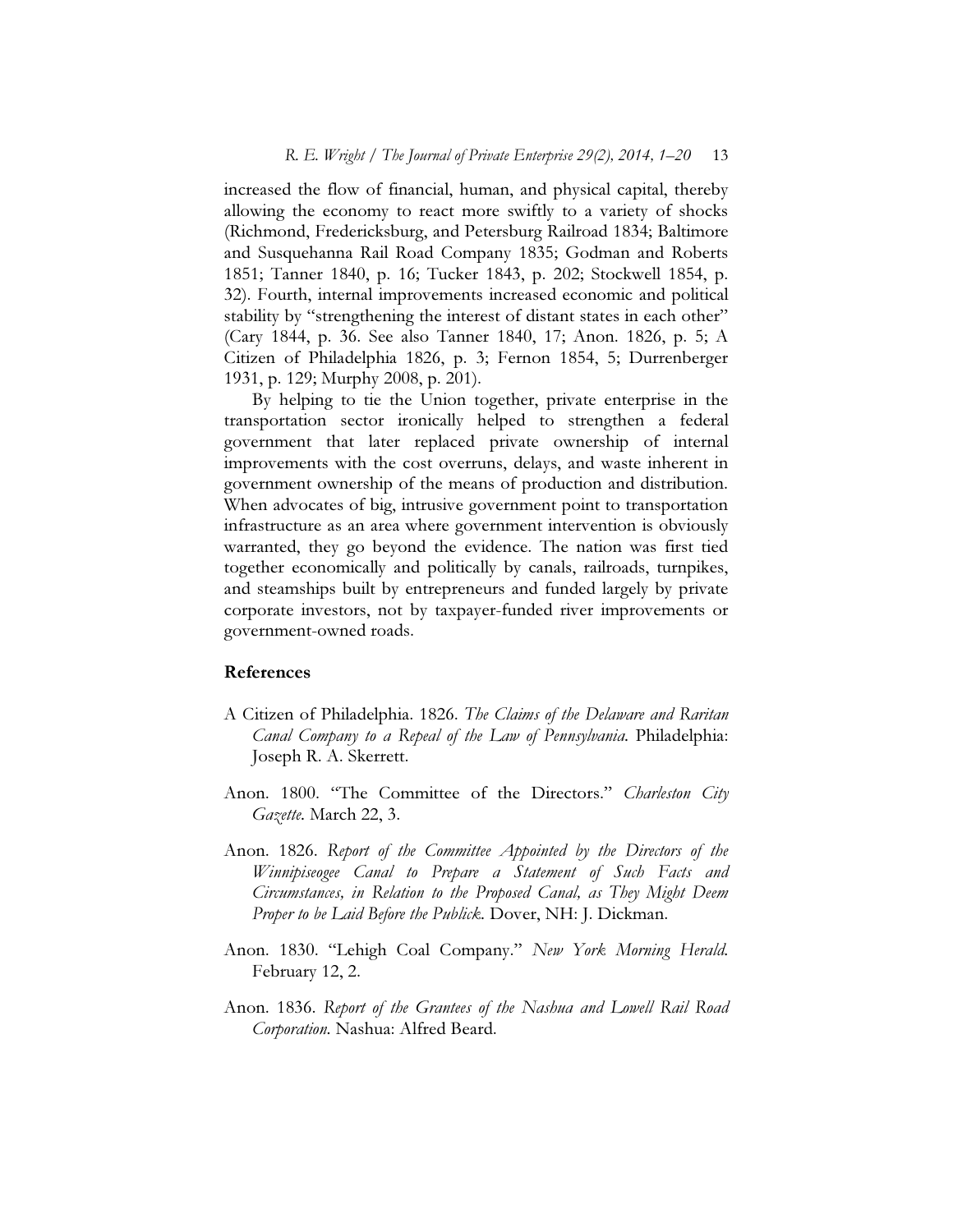increased the flow of financial, human, and physical capital, thereby allowing the economy to react more swiftly to a variety of shocks (Richmond, Fredericksburg, and Petersburg Railroad 1834; Baltimore and Susquehanna Rail Road Company 1835; Godman and Roberts 1851; Tanner 1840, p. 16; Tucker 1843, p. 202; Stockwell 1854, p. 32). Fourth, internal improvements increased economic and political stability by "strengthening the interest of distant states in each other" (Cary 1844, p. 36. See also Tanner 1840, 17; Anon. 1826, p. 5; A Citizen of Philadelphia 1826, p. 3; Fernon 1854, 5; Durrenberger 1931, p. 129; Murphy 2008, p. 201).

By helping to tie the Union together, private enterprise in the transportation sector ironically helped to strengthen a federal government that later replaced private ownership of internal improvements with the cost overruns, delays, and waste inherent in government ownership of the means of production and distribution. When advocates of big, intrusive government point to transportation infrastructure as an area where government intervention is obviously warranted, they go beyond the evidence. The nation was first tied together economically and politically by canals, railroads, turnpikes, and steamships built by entrepreneurs and funded largely by private corporate investors, not by taxpayer-funded river improvements or government-owned roads.

## References

A Citizen of Philadelphia. 1826. *The Claims of the Delaware and Raritan Canal Company to a Repeal of the Law of Pennsylvania*. Philadelphia: Joseph R. A. Skerrett.

Anon. 1800. "The Committee of the Directors." *Charleston City Gazette*. March 22, 3.

Anon. 1826. *Report of the Committee Appointed by the Directors of the Winnipiseogee Canal to Prepare a Statement of Such Facts and Circumstances, in Relation to the Proposed Canal, as They Might Deem Proper to be Laid Before the Publick*. Dover, NH: J. Dickman.

Anon. 1830. "Lehigh Coal Company." *New York Morning Herald*. February 12, 2.

Anon. 1836. *Report of the Grantees of the Nashua and Lowell Rail Road Corporation*. Nashua: Alfred Beard.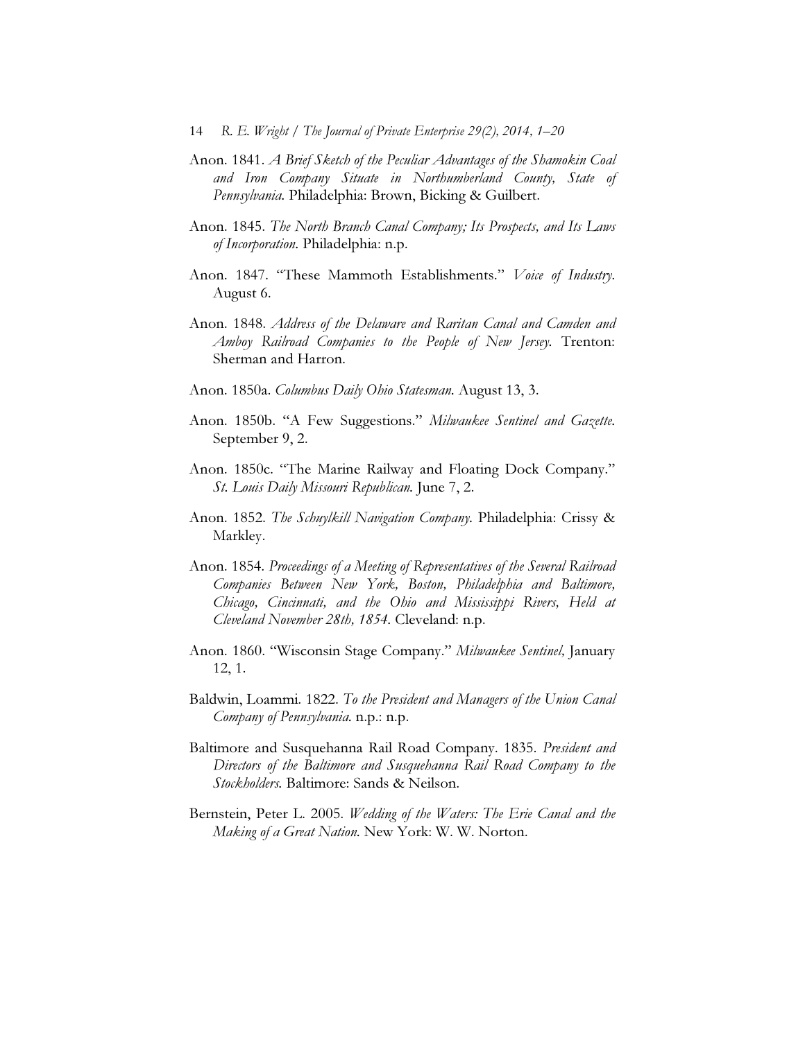Anon. 1841. *A Brief Sketch of the Peculiar Advantages of the Shamokin Coal and Iron Company Situate in Northumberland County, State of Pennsylvania*. Philadelphia: Brown, Bicking & Guilbert.

Anon. 1845. *The North Branch Canal Company; Its Prospects, and Its Laws of Incorporation*. Philadelphia: n.p.

Anon. 1847. "These Mammoth Establishments." *Voice of Industry*. August 6.

Anon. 1848. *Address of the Delaware and Raritan Canal and Camden and Amboy Railroad Companies to the People of New Jersey*. Trenton: Sherman and Harron.

Anon. 1850a. *Columbus Daily Ohio Statesman*. August 13, 3.

Anon. 1850b. "A Few Suggestions." *Milwaukee Sentinel and Gazette*. September 9, 2.

Anon. 1850c. "The Marine Railway and Floating Dock Company." *St. Louis Daily Missouri Republican*. June 7, 2.

Anon. 1852. *The Schuylkill Navigation Company*. Philadelphia: Crissy & Markley.

Anon. 1854. *Proceedings of a Meeting of Representatives of the Several Railroad Companies Between New York, Boston, Philadelphia and Baltimore, Chicago, Cincinnati, and the Ohio and Mississippi Rivers, Held at Cleveland November 28th, 1854*. Cleveland: n.p.

Anon. 1860. "Wisconsin Stage Company." *Milwaukee Sentinel,* January 12, 1.

Baldwin, Loammi. 1822. *To the President and Managers of the Union Canal Company of Pennsylvania*. n.p.: n.p.

Baltimore and Susquehanna Rail Road Company. 1835. *President and Directors of the Baltimore and Susquehanna Rail Road Company to the Stockholders*. Baltimore: Sands & Neilson.

Bernstein, Peter L. 2005. *Wedding of the Waters: The Erie Canal and the Making of a Great Nation*. New York: W. W. Norton.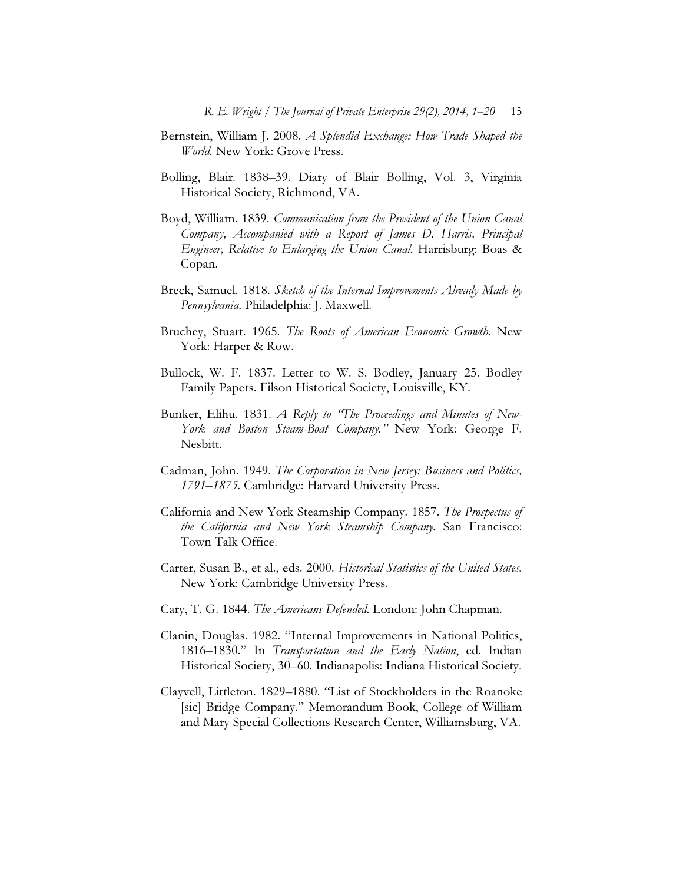Bernstein, William J. 2008. *A Splendid Exchange: How Trade Shaped the World*. New York: Grove Press.

Bolling, Blair. 1838–39. Diary of Blair Bolling, Vol. 3, Virginia Historical Society, Richmond, VA.

Boyd, William. 1839. *Communication from the President of the Union Canal Company, Accompanied with a Report of James D. Harris, Principal Engineer, Relative to Enlarging the Union Canal*. Harrisburg: Boas & Copan.

Breck, Samuel. 1818. *Sketch of the Internal Improvements Already Made by Pennsylvania*. Philadelphia: J. Maxwell.

Bruchey, Stuart. 1965. *The Roots of American Economic Growth*. New York: Harper & Row.

Bullock, W. F. 1837. Letter to W. S. Bodley, January 25. Bodley Family Papers. Filson Historical Society, Louisville, KY.

Bunker, Elihu. 1831. *A Reply to "The Proceedings and Minutes of New-York and Boston Steam-Boat Company."* New York: George F. Nesbitt.

Cadman, John. 1949. *The Corporation in New Jersey: Business and Politics, 1791–1875*. Cambridge: Harvard University Press.

California and New York Steamship Company. 1857. *The Prospectus of the California and New York Steamship Company*. San Francisco: Town Talk Office.

Carter, Susan B., et al., eds. 2000. *Historical Statistics of the United States*. New York: Cambridge University Press.

Cary, T. G. 1844. *The Americans Defended*. London: John Chapman.

Clanin, Douglas. 1982. "Internal Improvements in National Politics, 1816–1830." In *Transportation and the Early Nation*, ed. Indian Historical Society, 30–60. Indianapolis: Indiana Historical Society.

Clayvell, Littleton. 1829–1880. "List of Stockholders in the Roanoke [sic] Bridge Company." Memorandum Book, College of William and Mary Special Collections Research Center, Williamsburg, VA.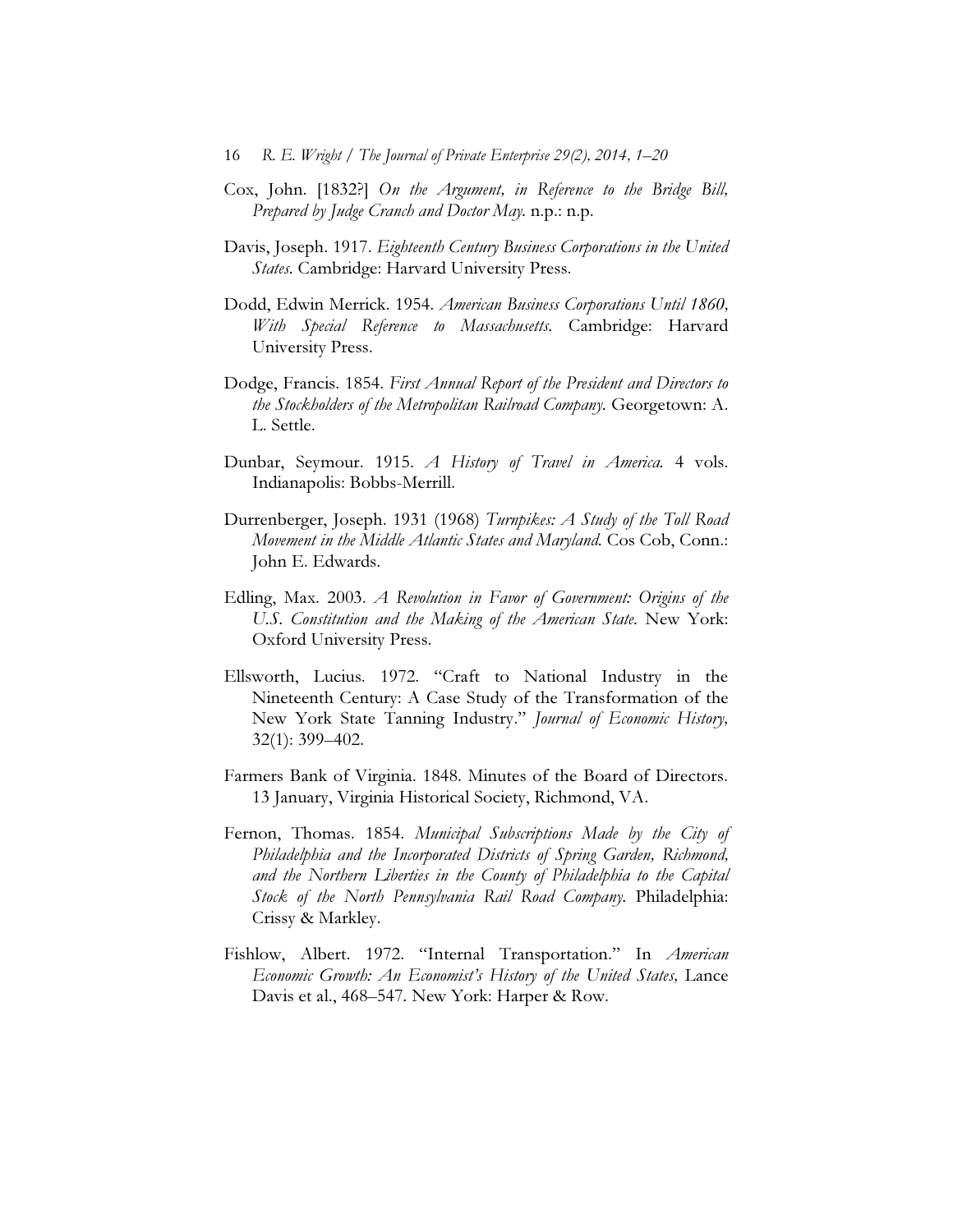Cox, John. [1832?] *On the Argument, in Reference to the Bridge Bill, Prepared by Judge Cranch and Doctor May.* n.p.: n.p.

Davis, Joseph. 1917. *Eighteenth Century Business Corporations in the United States.* Cambridge: Harvard University Press.

Dodd, Edwin Merrick. 1954. *American Business Corporations Until 1860, With Special Reference to Massachusetts.* Cambridge: Harvard University Press.

Dodge, Francis. 1854. *First Annual Report of the President and Directors to the Stockholders of the Metropolitan Railroad Company.* Georgetown: A. L. Settle.

Dunbar, Seymour. 1915. *A History of Travel in America.* 4 vols. Indianapolis: Bobbs-Merrill.

Durrenberger, Joseph. 1931 (1968) *Turnpikes: A Study of the Toll Road Movement in the Middle Atlantic States and Maryland.* Cos Cob, Conn.: John E. Edwards.

Edling, Max. 2003. *A Revolution in Favor of Government: Origins of the U.S. Constitution and the Making of the American State.* New York: Oxford University Press.

Ellsworth, Lucius. 1972. "Craft to National Industry in the Nineteenth Century: A Case Study of the Transformation of the New York State Tanning Industry." *Journal of Economic History,* 32(1): 399–402.

Farmers Bank of Virginia. 1848. Minutes of the Board of Directors. 13 January, Virginia Historical Society, Richmond, VA.

Fernon, Thomas. 1854. *Municipal Subscriptions Made by the City of Philadelphia and the Incorporated Districts of Spring Garden, Richmond, and the Northern Liberties in the County of Philadelphia to the Capital Stock of the North Pennsylvania Rail Road Company.* Philadelphia: Crissy & Markley.

Fishlow, Albert. 1972. "Internal Transportation." In *American Economic Growth: An Economist's History of the United States,* Lance Davis et al., 468–547. New York: Harper & Row.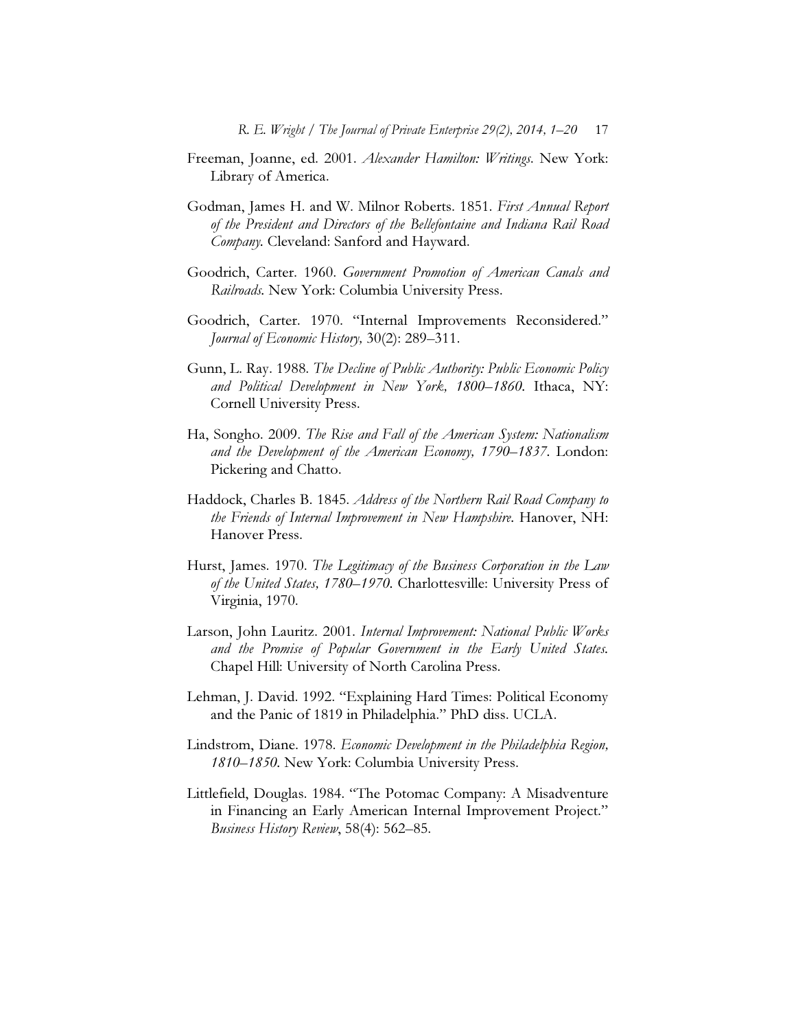Freeman, Joanne, ed. 2001. *Alexander Hamilton: Writings*. New York: Library of America.

Godman, James H. and W. Milnor Roberts. 1851. *First Annual Report of the President and Directors of the Bellefontaine and Indiana Rail Road Company*. Cleveland: Sanford and Hayward.

Goodrich, Carter. 1960. *Government Promotion of American Canals and Railroads*. New York: Columbia University Press.

Goodrich, Carter. 1970. "Internal Improvements Reconsidered." *Journal of Economic History,* 30(2): 289–311.

Gunn, L. Ray. 1988. *The Decline of Public Authority: Public Economic Policy and Political Development in New York, 1800–1860*. Ithaca, NY: Cornell University Press.

Ha, Songho. 2009. *The Rise and Fall of the American System: Nationalism and the Development of the American Economy, 1790–1837*. London: Pickering and Chatto.

Haddock, Charles B. 1845. *Address of the Northern Rail Road Company to the Friends of Internal Improvement in New Hampshire*. Hanover, NH: Hanover Press.

Hurst, James. 1970. *The Legitimacy of the Business Corporation in the Law of the United States, 1780–1970*. Charlottesville: University Press of Virginia, 1970.

Larson, John Lauritz. 2001. *Internal Improvement: National Public Works and the Promise of Popular Government in the Early United States*. Chapel Hill: University of North Carolina Press.

Lehman, J. David. 1992. "Explaining Hard Times: Political Economy and the Panic of 1819 in Philadelphia." PhD diss. UCLA.

Lindstrom, Diane. 1978. *Economic Development in the Philadelphia Region, 1810–1850*. New York: Columbia University Press.

Littlefield, Douglas. 1984. "The Potomac Company: A Misadventure in Financing an Early American Internal Improvement Project." *Business History Review*, 58(4): 562–85.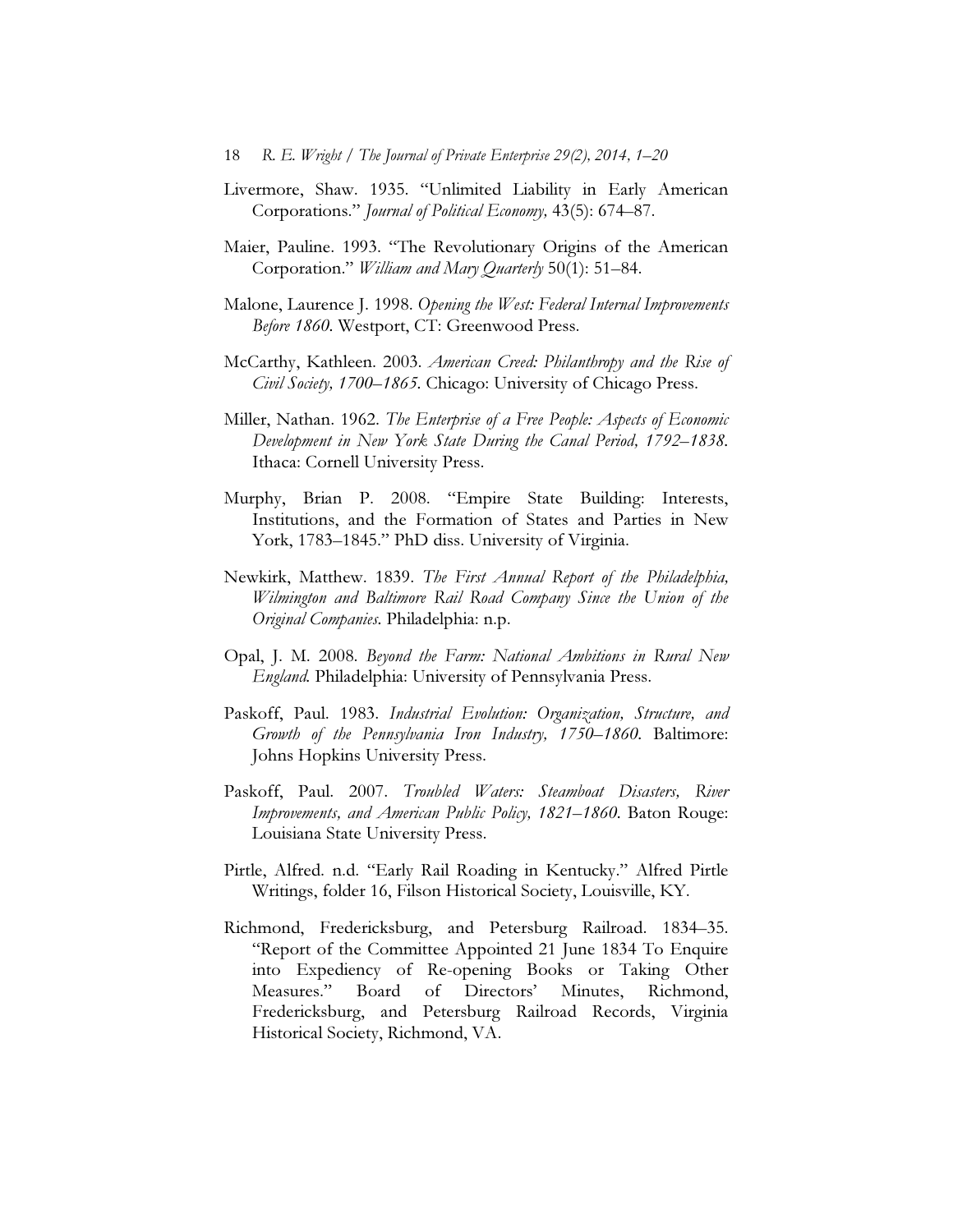Livermore, Shaw. 1935. "Unlimited Liability in Early American Corporations." *Journal of Political Economy,* 43(5): 674–87.

Maier, Pauline. 1993. "The Revolutionary Origins of the American Corporation." *William and Mary Quarterly* 50(1): 51–84.

Malone, Laurence J. 1998. *Opening the West: Federal Internal Improvements Before 1860*. Westport, CT: Greenwood Press.

McCarthy, Kathleen. 2003. *American Creed: Philanthropy and the Rise of Civil Society, 1700–1865*. Chicago: University of Chicago Press.

Miller, Nathan. 1962. *The Enterprise of a Free People: Aspects of Economic Development in New York State During the Canal Period, 1792–1838*. Ithaca: Cornell University Press.

Murphy, Brian P. 2008. "Empire State Building: Interests, Institutions, and the Formation of States and Parties in New York, 1783–1845." PhD diss. University of Virginia.

Newkirk, Matthew. 1839. *The First Annual Report of the Philadelphia, Wilmington and Baltimore Rail Road Company Since the Union of the Original Companies*. Philadelphia: n.p.

Opal, J. M. 2008. *Beyond the Farm: National Ambitions in Rural New England*. Philadelphia: University of Pennsylvania Press.

Paskoff, Paul. 1983. *Industrial Evolution: Organization, Structure, and Growth of the Pennsylvania Iron Industry, 1750–1860*. Baltimore: Johns Hopkins University Press.

Paskoff, Paul. 2007. *Troubled Waters: Steamboat Disasters, River Improvements, and American Public Policy, 1821–1860*. Baton Rouge: Louisiana State University Press.

Pirtle, Alfred. n.d. "Early Rail Roading in Kentucky." Alfred Pirtle Writings, folder 16, Filson Historical Society, Louisville, KY.

Richmond, Fredericksburg, and Petersburg Railroad. 1834–35. "Report of the Committee Appointed 21 June 1834 To Enquire into Expediency of Re-opening Books or Taking Other Measures." Board of Directors' Minutes, Richmond, Fredericksburg, and Petersburg Railroad Records, Virginia Historical Society, Richmond, VA.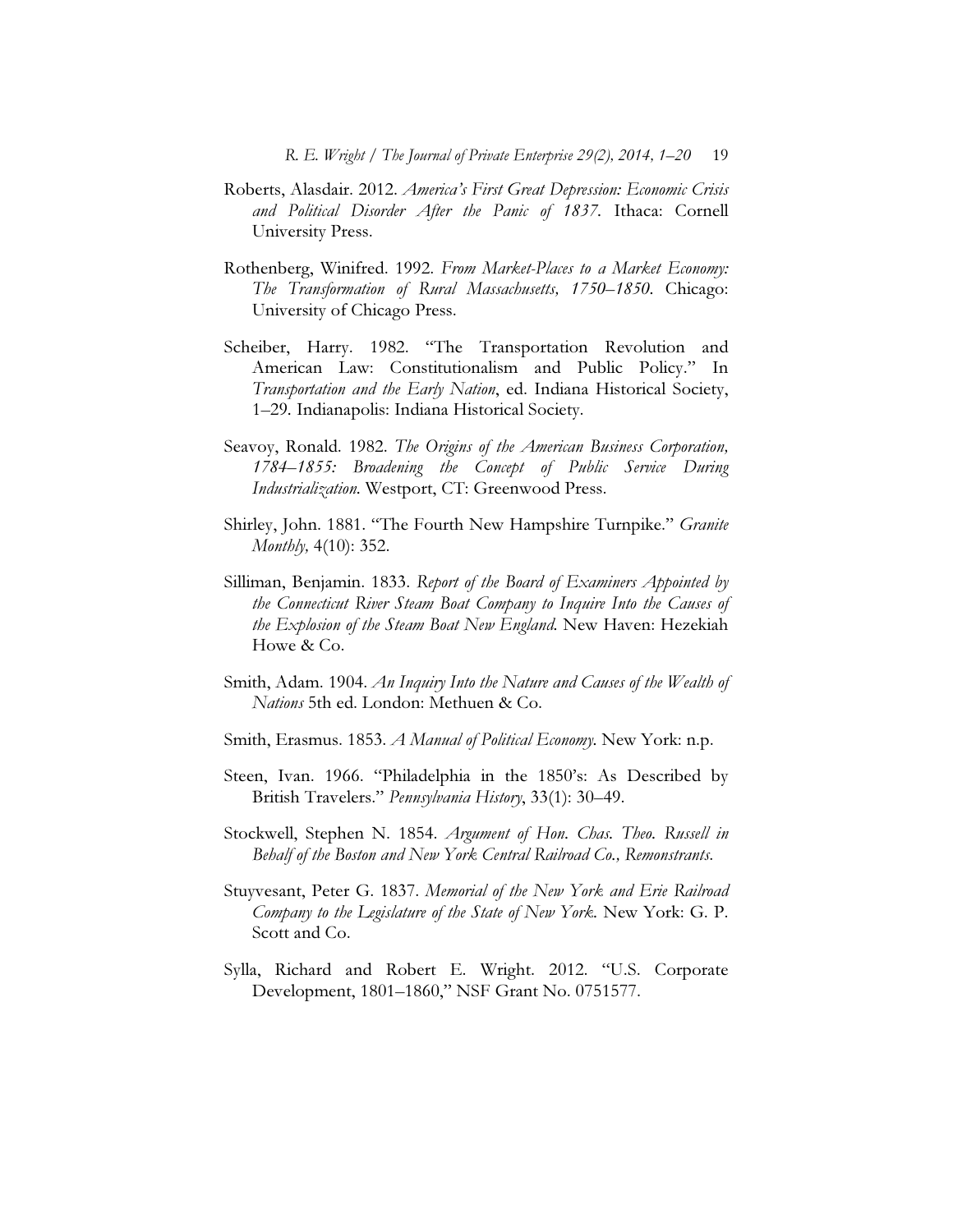Roberts, Alasdair. 2012. *America's First Great Depression: Economic Crisis and Political Disorder After the Panic of 1837*. Ithaca: Cornell University Press.

Rothenberg, Winifred. 1992. *From Market-Places to a Market Economy: The Transformation of Rural Massachusetts, 1750–1850*. Chicago: University of Chicago Press.

Scheiber, Harry. 1982. "The Transportation Revolution and American Law: Constitutionalism and Public Policy." In *Transportation and the Early Nation*, ed. Indiana Historical Society, 1–29. Indianapolis: Indiana Historical Society.

Seavoy, Ronald. 1982. *The Origins of the American Business Corporation, 1784–1855: Broadening the Concept of Public Service During Industrialization.* Westport, CT: Greenwood Press.

Shirley, John. 1881. "The Fourth New Hampshire Turnpike." *Granite Monthly,* 4(10): 352.

Silliman, Benjamin. 1833. *Report of the Board of Examiners Appointed by the Connecticut River Steam Boat Company to Inquire Into the Causes of the Explosion of the Steam Boat New England.* New Haven: Hezekiah Howe & Co.

Smith, Adam. 1904. *An Inquiry Into the Nature and Causes of the Wealth of Nations* 5th ed. London: Methuen & Co.

Smith, Erasmus. 1853. *A Manual of Political Economy.* New York: n.p.

Steen, Ivan. 1966. "Philadelphia in the 1850's: As Described by British Travelers." *Pennsylvania History*, 33(1): 30–49.

Stockwell, Stephen N. 1854. *Argument of Hon. Chas. Theo. Russell in Behalf of the Boston and New York Central Railroad Co., Remonstrants.*

Stuyvesant, Peter G. 1837. *Memorial of the New York and Erie Railroad Company to the Legislature of the State of New York.* New York: G. P. Scott and Co.

Sylla, Richard and Robert E. Wright. 2012. "U.S. Corporate Development, 1801–1860," NSF Grant No. 0751577.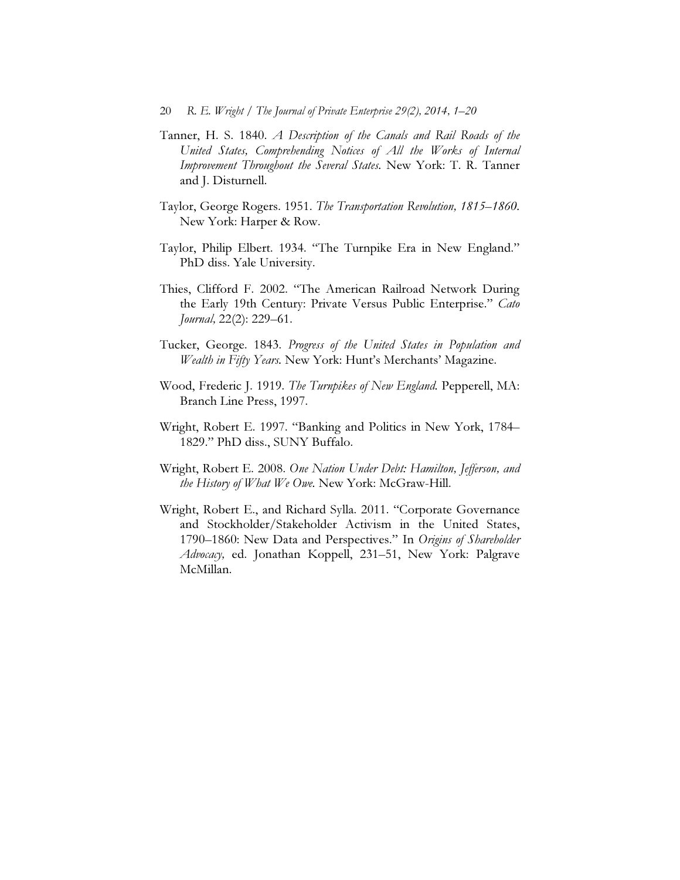Tanner, H. S. 1840. *A Description of the Canals and Rail Roads of the United States, Comprehending Notices of All the Works of Internal Improvement Throughout the Several States.* New York: T. R. Tanner and J. Disturnell.

Taylor, George Rogers. 1951. *The Transportation Revolution, 1815–1860.* New York: Harper & Row.

Taylor, Philip Elbert. 1934. "The Turnpike Era in New England." PhD diss. Yale University.

Thies, Clifford F. 2002. "The American Railroad Network During the Early 19th Century: Private Versus Public Enterprise." *Cato Journal,* 22(2): 229–61.

Tucker, George. 1843. *Progress of the United States in Population and Wealth in Fifty Years.* New York: Hunt's Merchants' Magazine.

Wood, Frederic J. 1919. *The Turnpikes of New England.* Pepperell, MA: Branch Line Press, 1997.

Wright, Robert E. 1997. "Banking and Politics in New York, 1784–1829." PhD diss., SUNY Buffalo.

Wright, Robert E. 2008. *One Nation Under Debt: Hamilton, Jefferson, and the History of What We Owe.* New York: McGraw-Hill.

Wright, Robert E., and Richard Sylla. 2011. "Corporate Governance and Stockholder/Stakeholder Activism in the United States, 1790–1860: New Data and Perspectives." In *Origins of Shareholder Advocacy,* ed. Jonathan Koppell, 231–51, New York: Palgrave McMillan.